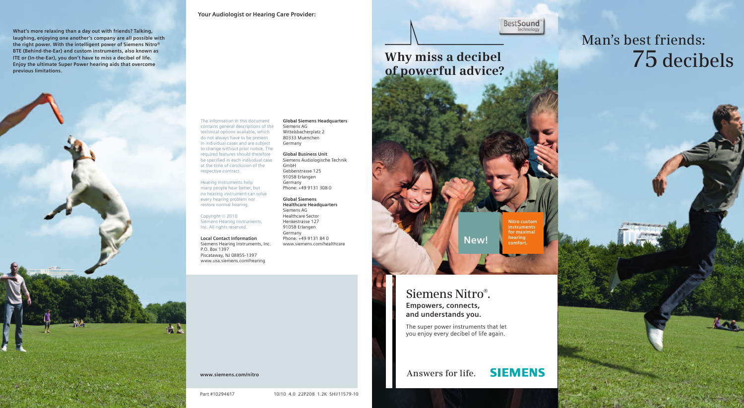What's more relaxing than a day out with friends? Talking, laughing, enjoying one another's company are all possible with the right power. With the intelligent power of Siemens Nitro® BTE (Behind-the-Ear) and custom instruments, also known as ITE or (In-the-Ear), you don't have to miss a decibel of life. Enjoy the ultimate Super Power hearing aids that overcome previous limitations.

**Your Audiologist or Hearing Care Provider:**

The information in this document contains general descriptions of the technical options available, which do not always have to be present in individual cases and are subject to change without prior notice. The required features should therefore be specified in each individual case at the time of conclusion of the respective contract.

Hearing instruments help many people hear better, but no hearing instrument can solve every hearing problem nor restore normal hearing.

Copyright © 2010
Siemens Hearing Instruments, Inc. All rights reserved.

**Local Contact Information**
Siemens Hearing Instruments, Inc.
P.O. Box 1397
Piscataway, NJ 08855-1397
www.usa.siemens.com/hearing

**Global Siemens Headquarters**
Siemens AG
Wittelsbacherplatz 2
80333 Muenchen
Germany

**Global Business Unit**
Siemens Audiologische Technik GmbH
Gebbertstrasse 125
91058 Erlangen
Germany
Phone: +49 9131 308 0

**Global Siemens Healthcare Headquarters**
Siemens AG
Healthcare Sector
Henkestrasse 127
91058 Erlangen
Germany
Phone: +49 9131 84 0
www.siemens.com/healthcare

**www.siemens.com/nitro**

Part #10294617

10/10 4.0 22P208 1.2K SHI/11579-10

BestSound Technology

# Why miss a decibel of powerful advice?

**New!**

**Nitro custom instruments for maximal hearing comfort.**

## Siemens Nitro®.

**Empowers, connects, and understands you.**

The super power instruments that let you enjoy every decibel of life again.

Answers for life. **SIEMENS**

# Man's best friends: 75 decibels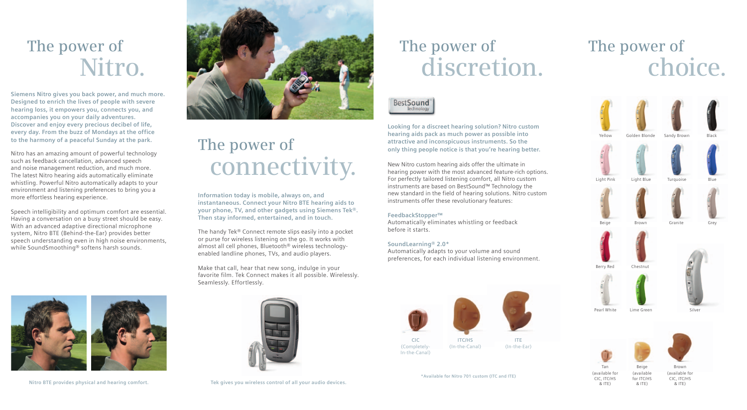# The power of Nitro.

**Siemens Nitro gives you back power, and much more. Designed to enrich the lives of people with severe hearing loss, it empowers you, connects you, and accompanies you on your daily adventures. Discover and enjoy every precious decibel of life, every day. From the buzz of Mondays at the office to the harmony of a peaceful Sunday at the park.**

Nitro has an amazing amount of powerful technology such as feedback cancellation, advanced speech and noise management reduction, and much more. The latest Nitro hearing aids automatically eliminate whistling. Powerful Nitro automatically adapts to your environment and listening preferences to bring you a more effortless hearing experience.

Speech intelligibility and optimum comfort are essential. Having a conversation on a busy street should be easy. With an advanced adaptive directional microphone system, Nitro BTE (Behind-the-Ear) provides better speech understanding even in high noise environments, while SoundSmoothing® softens harsh sounds.

Nitro BTE provides physical and hearing comfort.

# The power of connectivity.

**Information today is mobile, always on, and instantaneous. Connect your Nitro BTE hearing aids to your phone, TV, and other gadgets using Siemens Tek®. Then stay informed, entertained, and in touch.**

The handy Tek® Connect remote slips easily into a pocket or purse for wireless listening on the go. It works with almost all cell phones, Bluetooth® wireless technology-enabled landline phones, TVs, and audio players.

Make that call, hear that new song, indulge in your favorite film. Tek Connect makes it all possible. Wirelessly. Seamlessly. Effortlessly.

Tek gives you wireless control of all your audio devices.

# The power of discretion.

BestSound Technology

**Looking for a discreet hearing solution? Nitro custom hearing aids pack as much power as possible into attractive and inconspicuous instruments. So the only thing people notice is that you're hearing better.**

New Nitro custom hearing aids offer the ultimate in hearing power with the most advanced feature-rich options. For perfectly tailored listening comfort, all Nitro custom instruments are based on BestSound™ Technology the new standard in the field of hearing solutions. Nitro custom instruments offer these revolutionary features:

**FeedbackStopper™**
Automatically eliminates whistling or feedback before it starts.

**SoundLearning® 2.0***
Automatically adapts to your volume and sound preferences, for each individual listening environment.

CIC (Completely-In-the-Canal)

ITC/HS (In-the-Canal)

ITE (In-the-Ear)

*Available for Nitro 701 custom (ITC and ITE)

# The power of choice.

Yellow, Golden Blonde, Sandy Brown, Black

Light Pink, Light Blue, Turquoise, Blue

Beige, Brown, Granite, Grey

Berry Red, Chestnut

Pearl White, Lime Green, Silver

Tan (available for CIC, ITC/HS & ITE)

Beige (available for ITC/HS & ITE)

Brown (available for CIC, ITC/HS & ITE)